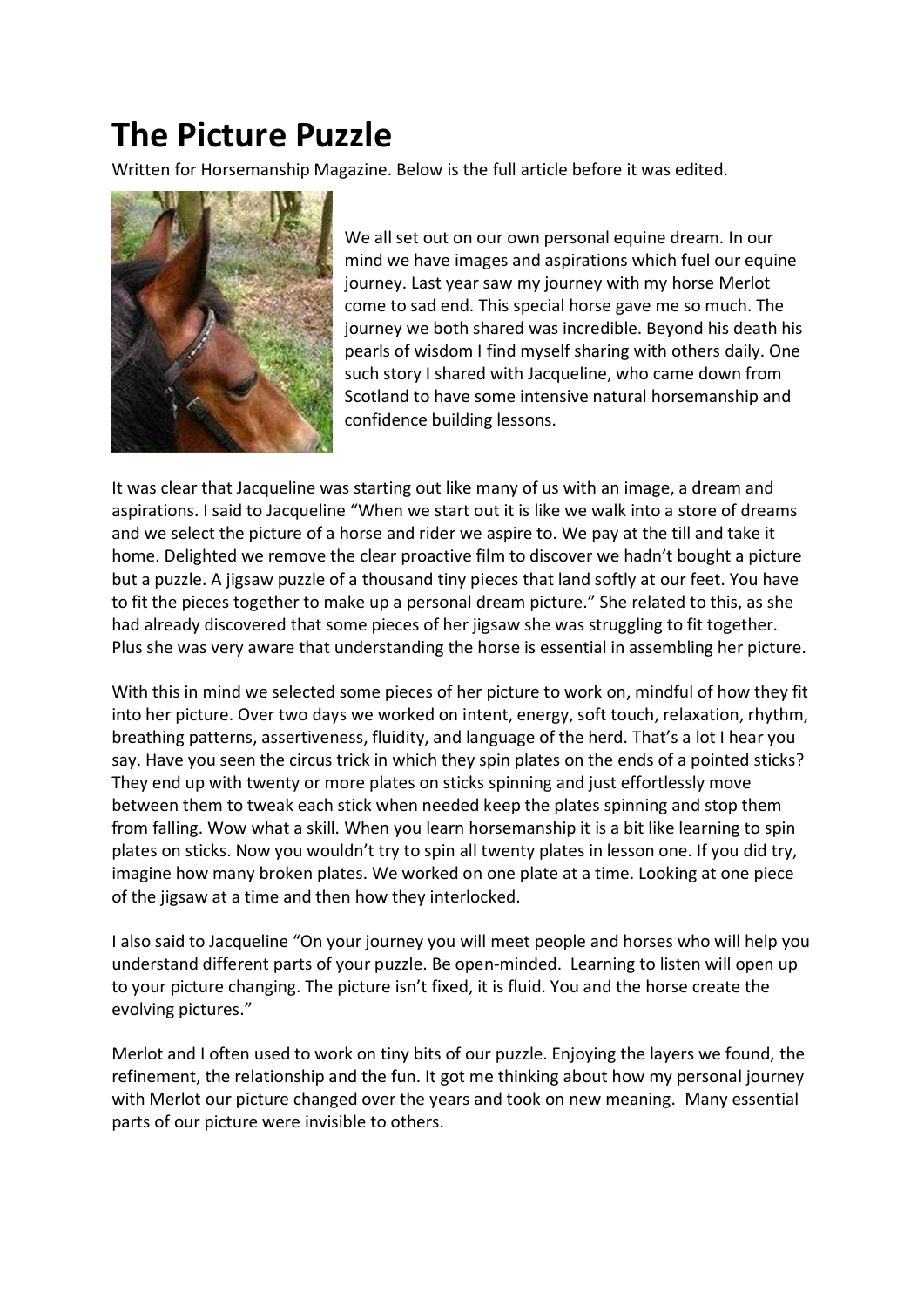# The Picture Puzzle

Written for Horsemanship Magazine. Below is the full article before it was edited.

We all set out on our own personal equine dream. In our mind we have images and aspirations which fuel our equine journey. Last year saw my journey with my horse Merlot come to sad end. This special horse gave me so much. The journey we both shared was incredible. Beyond his death his pearls of wisdom I find myself sharing with others daily. One such story I shared with Jacqueline, who came down from Scotland to have some intensive natural horsemanship and confidence building lessons.

It was clear that Jacqueline was starting out like many of us with an image, a dream and aspirations. I said to Jacqueline "When we start out it is like we walk into a store of dreams and we select the picture of a horse and rider we aspire to. We pay at the till and take it home. Delighted we remove the clear proactive film to discover we hadn't bought a picture but a puzzle. A jigsaw puzzle of a thousand tiny pieces that land softly at our feet. You have to fit the pieces together to make up a personal dream picture." She related to this, as she had already discovered that some pieces of her jigsaw she was struggling to fit together. Plus she was very aware that understanding the horse is essential in assembling her picture.

With this in mind we selected some pieces of her picture to work on, mindful of how they fit into her picture. Over two days we worked on intent, energy, soft touch, relaxation, rhythm, breathing patterns, assertiveness, fluidity, and language of the herd. That's a lot I hear you say. Have you seen the circus trick in which they spin plates on the ends of a pointed sticks? They end up with twenty or more plates on sticks spinning and just effortlessly move between them to tweak each stick when needed keep the plates spinning and stop them from falling. Wow what a skill. When you learn horsemanship it is a bit like learning to spin plates on sticks. Now you wouldn't try to spin all twenty plates in lesson one. If you did try, imagine how many broken plates. We worked on one plate at a time. Looking at one piece of the jigsaw at a time and then how they interlocked.

I also said to Jacqueline "On your journey you will meet people and horses who will help you understand different parts of your puzzle. Be open-minded. Learning to listen will open up to your picture changing. The picture isn't fixed, it is fluid. You and the horse create the evolving pictures."

Merlot and I often used to work on tiny bits of our puzzle. Enjoying the layers we found, the refinement, the relationship and the fun. It got me thinking about how my personal journey with Merlot our picture changed over the years and took on new meaning. Many essential parts of our picture were invisible to others.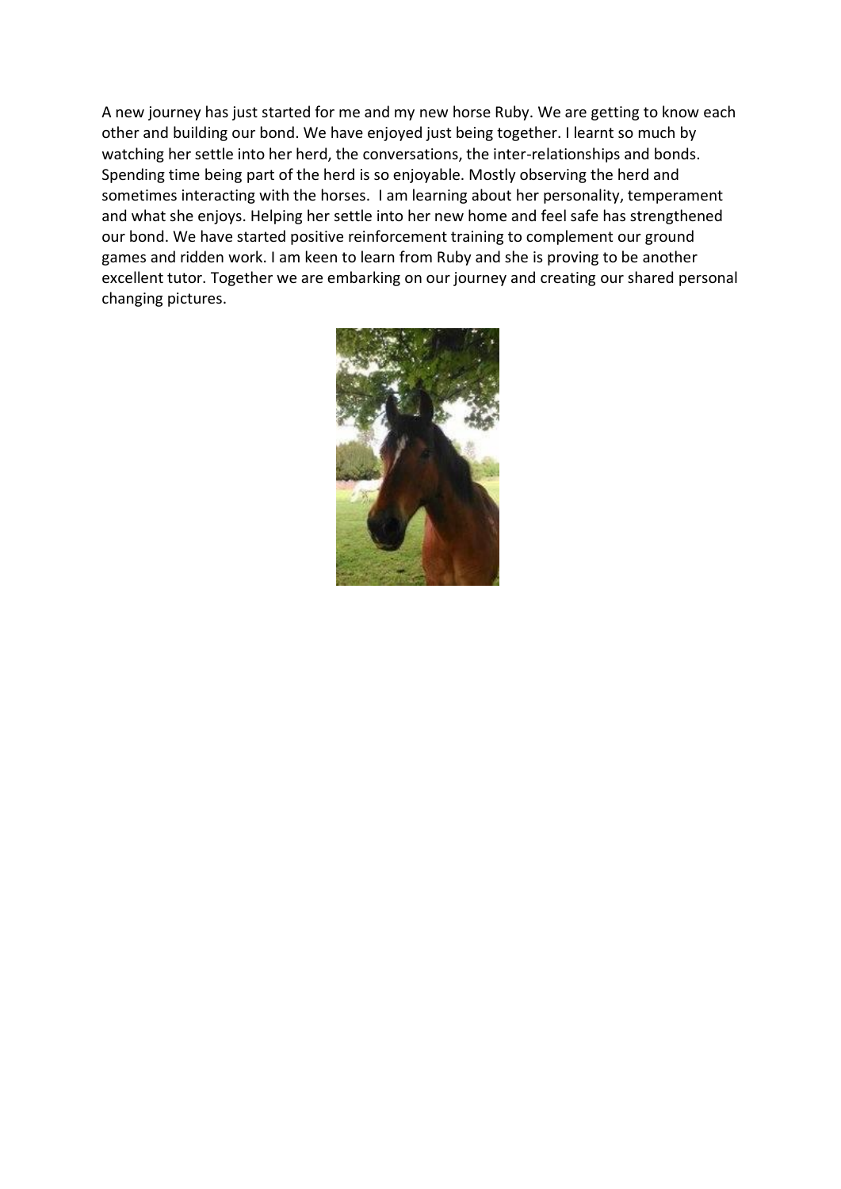A new journey has just started for me and my new horse Ruby. We are getting to know each other and building our bond. We have enjoyed just being together. I learnt so much by watching her settle into her herd, the conversations, the inter-relationships and bonds. Spending time being part of the herd is so enjoyable. Mostly observing the herd and sometimes interacting with the horses. I am learning about her personality, temperament and what she enjoys. Helping her settle into her new home and feel safe has strengthened our bond. We have started positive reinforcement training to complement our ground games and ridden work. I am keen to learn from Ruby and she is proving to be another excellent tutor. Together we are embarking on our journey and creating our shared personal changing pictures.